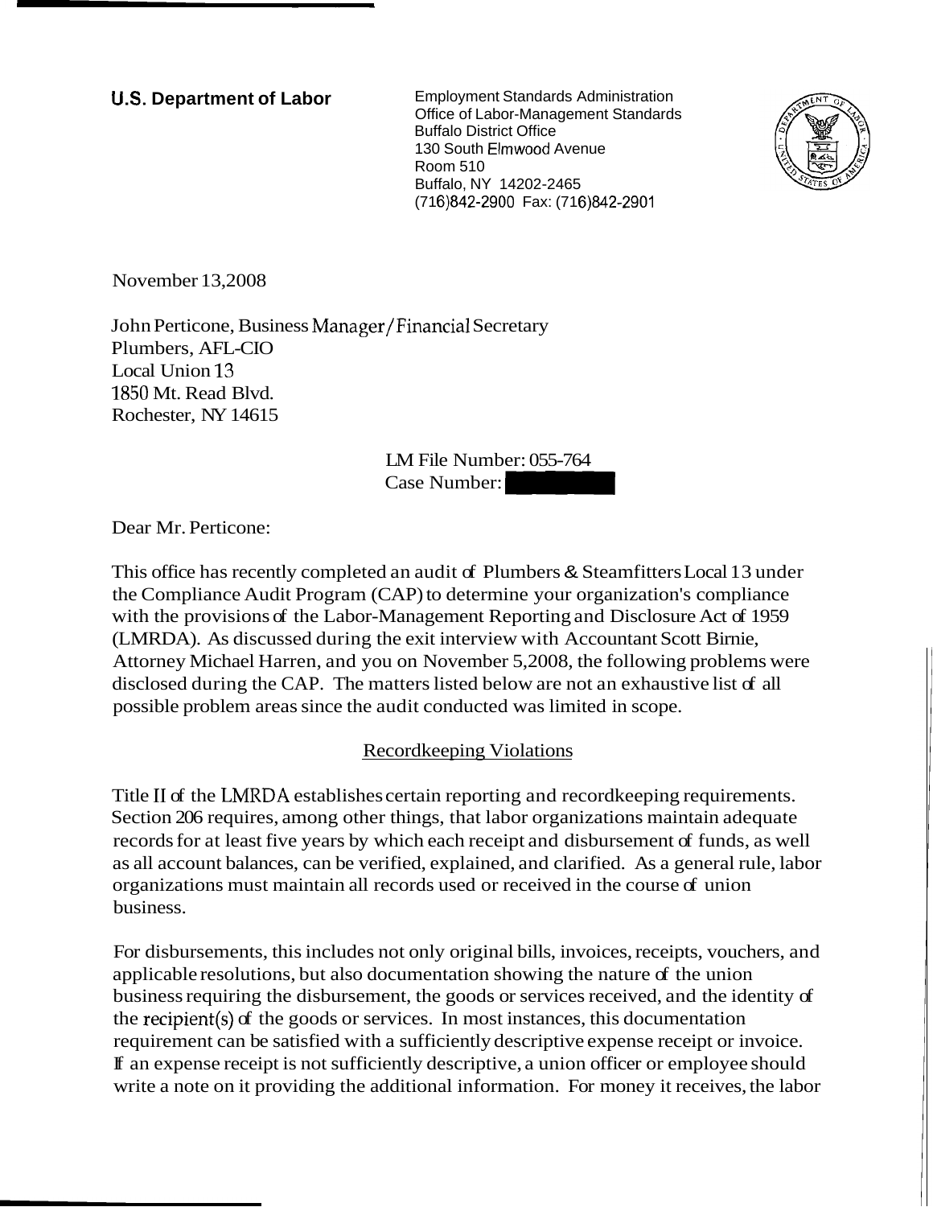**U.S. Department of Labor**

Employment Standards Administration
Office of Labor-Management Standards
Buffalo District Office
130 South Elmwood Avenue
Room 510
Buffalo, NY 14202-2465
(716)842-2900 Fax: (716)842-2901

November 13,2008

John Perticone, Business Manager/Financial Secretary
Plumbers, AFL-CIO
Local Union 13
1850 Mt. Read Blvd.
Rochester, NY 14615

LM File Number: 055-764
Case Number:

Dear Mr. Perticone:

This office has recently completed an audit of Plumbers & Steamfitters Local 13 under the Compliance Audit Program (CAP) to determine your organization's compliance with the provisions of the Labor-Management Reporting and Disclosure Act of 1959 (LMRDA). As discussed during the exit interview with Accountant Scott Birnie, Attorney Michael Harren, and you on November 5,2008, the following problems were disclosed during the CAP. The matters listed below are not an exhaustive list of all possible problem areas since the audit conducted was limited in scope.

## Recordkeeping Violations

Title II of the LMRDA establishes certain reporting and recordkeeping requirements. Section 206 requires, among other things, that labor organizations maintain adequate records for at least five years by which each receipt and disbursement of funds, as well as all account balances, can be verified, explained, and clarified. As a general rule, labor organizations must maintain all records used or received in the course of union business.

For disbursements, this includes not only original bills, invoices, receipts, vouchers, and applicable resolutions, but also documentation showing the nature of the union business requiring the disbursement, the goods or services received, and the identity of the recipient(s) of the goods or services. In most instances, this documentation requirement can be satisfied with a sufficiently descriptive expense receipt or invoice. If an expense receipt is not sufficiently descriptive, a union officer or employee should write a note on it providing the additional information. For money it receives, the labor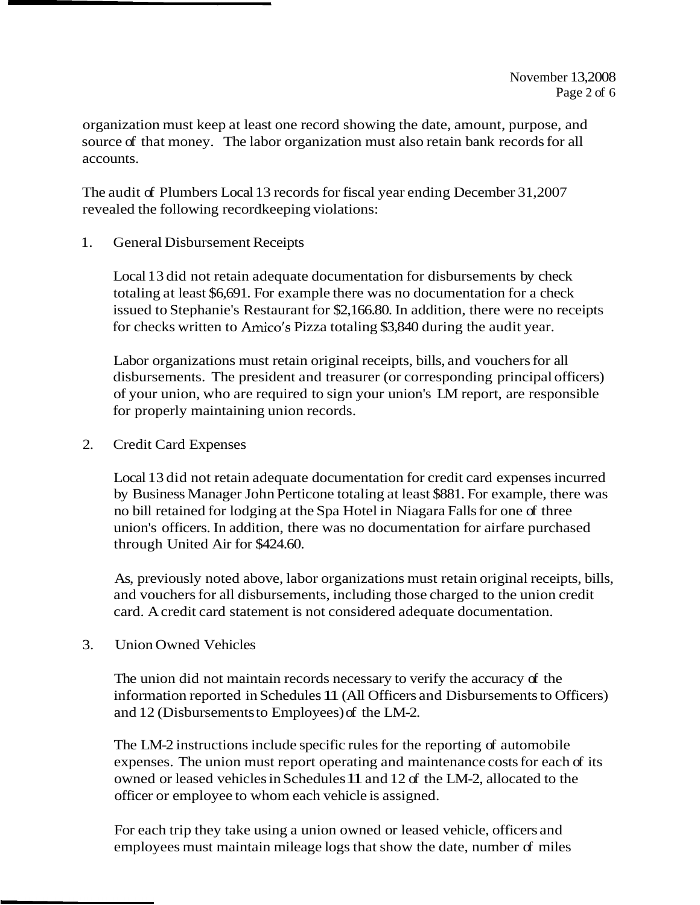organization must keep at least one record showing the date, amount, purpose, and source of that money. The labor organization must also retain bank records for all accounts.

The audit of Plumbers Local 13 records for fiscal year ending December 31,2007 revealed the following recordkeeping violations:

1. General Disbursement Receipts

   Local 13 did not retain adequate documentation for disbursements by check totaling at least $6,691. For example there was no documentation for a check issued to Stephanie's Restaurant for $2,166.80. In addition, there were no receipts for checks written to Amico's Pizza totaling $3,840 during the audit year.

   Labor organizations must retain original receipts, bills, and vouchers for all disbursements. The president and treasurer (or corresponding principal officers) of your union, who are required to sign your union's LM report, are responsible for properly maintaining union records.

2. Credit Card Expenses

   Local 13 did not retain adequate documentation for credit card expenses incurred by Business Manager John Perticone totaling at least $881. For example, there was no bill retained for lodging at the Spa Hotel in Niagara Falls for one of three union's officers. In addition, there was no documentation for airfare purchased through United Air for $424.60.

   As, previously noted above, labor organizations must retain original receipts, bills, and vouchers for all disbursements, including those charged to the union credit card. A credit card statement is not considered adequate documentation.

3. Union Owned Vehicles

   The union did not maintain records necessary to verify the accuracy of the information reported in Schedules 11 (All Officers and Disbursements to Officers) and 12 (Disbursements to Employees) of the LM-2.

   The LM-2 instructions include specific rules for the reporting of automobile expenses. The union must report operating and maintenance costs for each of its owned or leased vehicles in Schedules 11 and 12 of the LM-2, allocated to the officer or employee to whom each vehicle is assigned.

   For each trip they take using a union owned or leased vehicle, officers and employees must maintain mileage logs that show the date, number of miles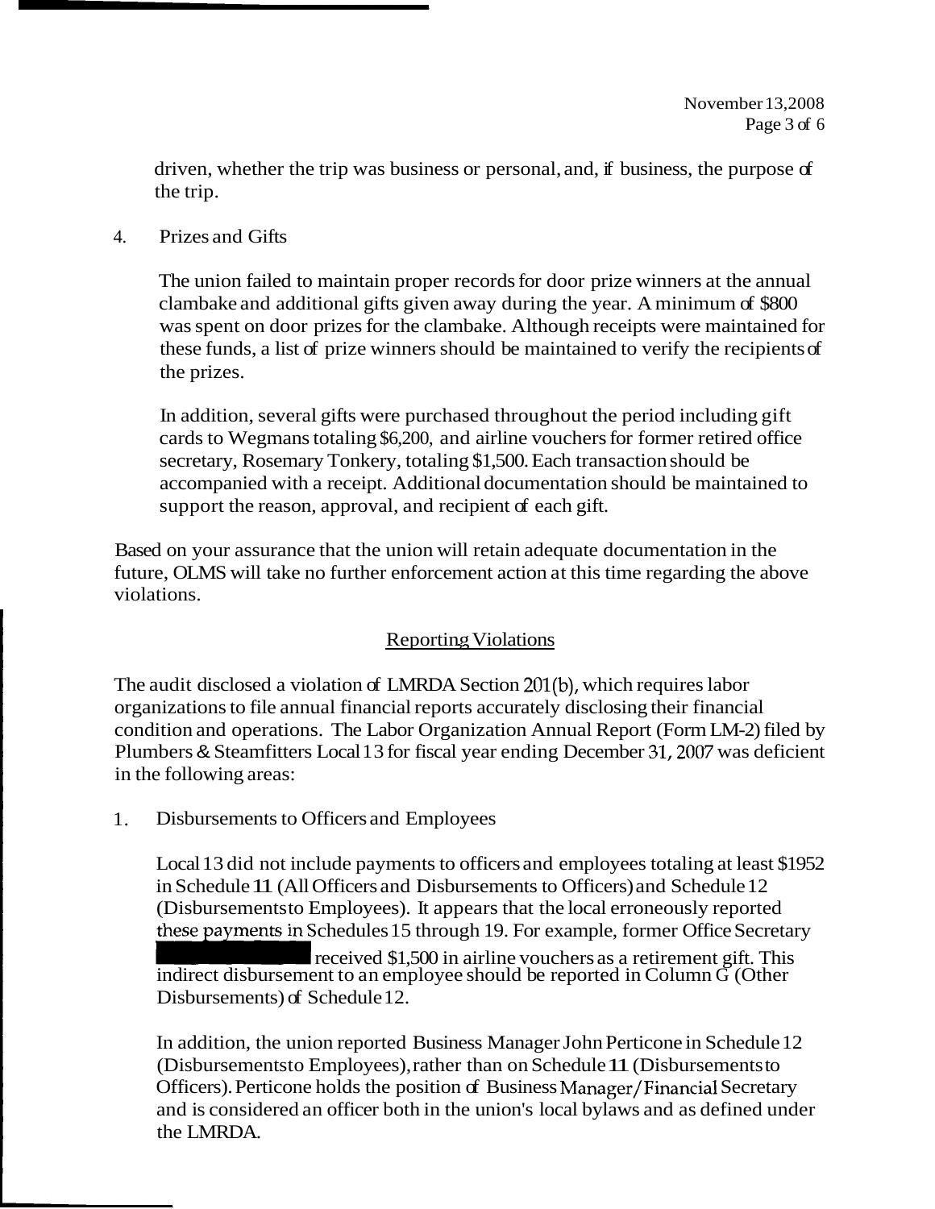driven, whether the trip was business or personal, and, if business, the purpose of the trip.

4. Prizes and Gifts

   The union failed to maintain proper records for door prize winners at the annual clambake and additional gifts given away during the year. A minimum of $800 was spent on door prizes for the clambake. Although receipts were maintained for these funds, a list of prize winners should be maintained to verify the recipients of the prizes.

   In addition, several gifts were purchased throughout the period including gift cards to Wegmans totaling $6,200, and airline vouchers for former retired office secretary, Rosemary Tonkery, totaling $1,500. Each transaction should be accompanied with a receipt. Additional documentation should be maintained to support the reason, approval, and recipient of each gift.

Based on your assurance that the union will retain adequate documentation in the future, OLMS will take no further enforcement action at this time regarding the above violations.

## Reporting Violations

The audit disclosed a violation of LMRDA Section 201(b), which requires labor organizations to file annual financial reports accurately disclosing their financial condition and operations. The Labor Organization Annual Report (Form LM-2) filed by Plumbers & Steamfitters Local 13 for fiscal year ending December 31, 2007 was deficient in the following areas:

1. Disbursements to Officers and Employees

   Local 13 did not include payments to officers and employees totaling at least $1952 in Schedule 11 (All Officers and Disbursements to Officers) and Schedule 12 (Disbursements to Employees). It appears that the local erroneously reported these payments in Schedules 15 through 19. For example, former Office Secretary [REDACTED] received $1,500 in airline vouchers as a retirement gift. This indirect disbursement to an employee should be reported in Column G (Other Disbursements) of Schedule 12.

   In addition, the union reported Business Manager John Perticone in Schedule 12 (Disbursements to Employees), rather than on Schedule 11 (Disbursements to Officers). Perticone holds the position of Business Manager/Financial Secretary and is considered an officer both in the union's local bylaws and as defined under the LMRDA.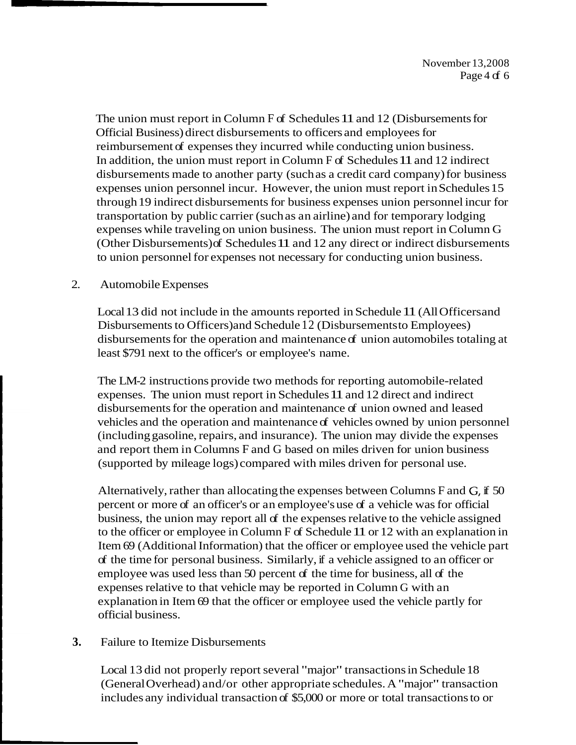The union must report in Column F of Schedules 11 and 12 (Disbursements for Official Business) direct disbursements to officers and employees for reimbursement of expenses they incurred while conducting union business. In addition, the union must report in Column F of Schedules 11 and 12 indirect disbursements made to another party (such as a credit card company) for business expenses union personnel incur. However, the union must report in Schedules 15 through 19 indirect disbursements for business expenses union personnel incur for transportation by public carrier (such as an airline) and for temporary lodging expenses while traveling on union business. The union must report in Column G (Other Disbursements) of Schedules 11 and 12 any direct or indirect disbursements to union personnel for expenses not necessary for conducting union business.

2. Automobile Expenses

Local 13 did not include in the amounts reported in Schedule 11 (All Officers and Disbursements to Officers) and Schedule 12 (Disbursements to Employees) disbursements for the operation and maintenance of union automobiles totaling at least $791 next to the officer's or employee's name.

The LM-2 instructions provide two methods for reporting automobile-related expenses. The union must report in Schedules 11 and 12 direct and indirect disbursements for the operation and maintenance of union owned and leased vehicles and the operation and maintenance of vehicles owned by union personnel (including gasoline, repairs, and insurance). The union may divide the expenses and report them in Columns F and G based on miles driven for union business (supported by mileage logs) compared with miles driven for personal use.

Alternatively, rather than allocating the expenses between Columns F and G, if 50 percent or more of an officer's or an employee's use of a vehicle was for official business, the union may report all of the expenses relative to the vehicle assigned to the officer or employee in Column F of Schedule 11 or 12 with an explanation in Item 69 (Additional Information) that the officer or employee used the vehicle part of the time for personal business. Similarly, if a vehicle assigned to an officer or employee was used less than 50 percent of the time for business, all of the expenses relative to that vehicle may be reported in Column G with an explanation in Item 69 that the officer or employee used the vehicle partly for official business.

**3.** Failure to Itemize Disbursements

Local 13 did not properly report several "major" transactions in Schedule 18 (General Overhead) and/or other appropriate schedules. A "major" transaction includes any individual transaction of $5,000 or more or total transactions to or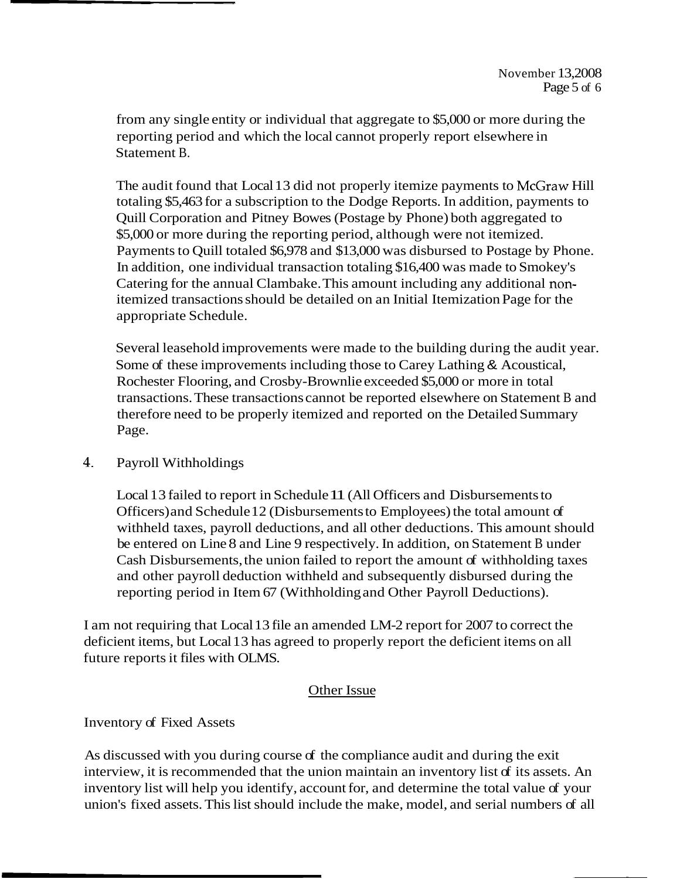from any single entity or individual that aggregate to $5,000 or more during the reporting period and which the local cannot properly report elsewhere in Statement B.

The audit found that Local 13 did not properly itemize payments to McGraw Hill totaling $5,463 for a subscription to the Dodge Reports. In addition, payments to Quill Corporation and Pitney Bowes (Postage by Phone) both aggregated to $5,000 or more during the reporting period, although were not itemized. Payments to Quill totaled $6,978 and $13,000 was disbursed to Postage by Phone. In addition, one individual transaction totaling $16,400 was made to Smokey's Catering for the annual Clambake. This amount including any additional non-itemized transactions should be detailed on an Initial Itemization Page for the appropriate Schedule.

Several leasehold improvements were made to the building during the audit year. Some of these improvements including those to Carey Lathing & Acoustical, Rochester Flooring, and Crosby-Brownlie exceeded $5,000 or more in total transactions. These transactions cannot be reported elsewhere on Statement B and therefore need to be properly itemized and reported on the Detailed Summary Page.

4. Payroll Withholdings

   Local 13 failed to report in Schedule 11 (All Officers and Disbursements to Officers) and Schedule 12 (Disbursements to Employees) the total amount of withheld taxes, payroll deductions, and all other deductions. This amount should be entered on Line 8 and Line 9 respectively. In addition, on Statement B under Cash Disbursements, the union failed to report the amount of withholding taxes and other payroll deduction withheld and subsequently disbursed during the reporting period in Item 67 (Withholding and Other Payroll Deductions).

I am not requiring that Local 13 file an amended LM-2 report for 2007 to correct the deficient items, but Local 13 has agreed to properly report the deficient items on all future reports it files with OLMS.

<u>Other Issue</u>

Inventory of Fixed Assets

As discussed with you during course of the compliance audit and during the exit interview, it is recommended that the union maintain an inventory list of its assets. An inventory list will help you identify, account for, and determine the total value of your union's fixed assets. This list should include the make, model, and serial numbers of all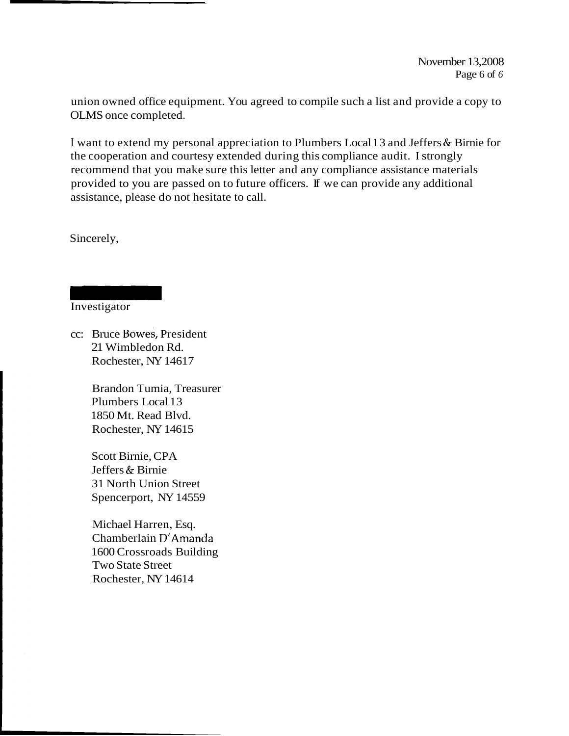union owned office equipment. You agreed to compile such a list and provide a copy to OLMS once completed.

I want to extend my personal appreciation to Plumbers Local 13 and Jeffers & Birnie for the cooperation and courtesy extended during this compliance audit. I strongly recommend that you make sure this letter and any compliance assistance materials provided to you are passed on to future officers. If we can provide any additional assistance, please do not hesitate to call.

Sincerely,

Investigator

cc: Bruce Bowes, President
21 Wimbledon Rd.
Rochester, NY 14617

Brandon Tumia, Treasurer
Plumbers Local 13
1850 Mt. Read Blvd.
Rochester, NY 14615

Scott Birnie, CPA
Jeffers & Birnie
31 North Union Street
Spencerport, NY 14559

Michael Harren, Esq.
Chamberlain D'Amanda
1600 Crossroads Building
Two State Street
Rochester, NY 14614